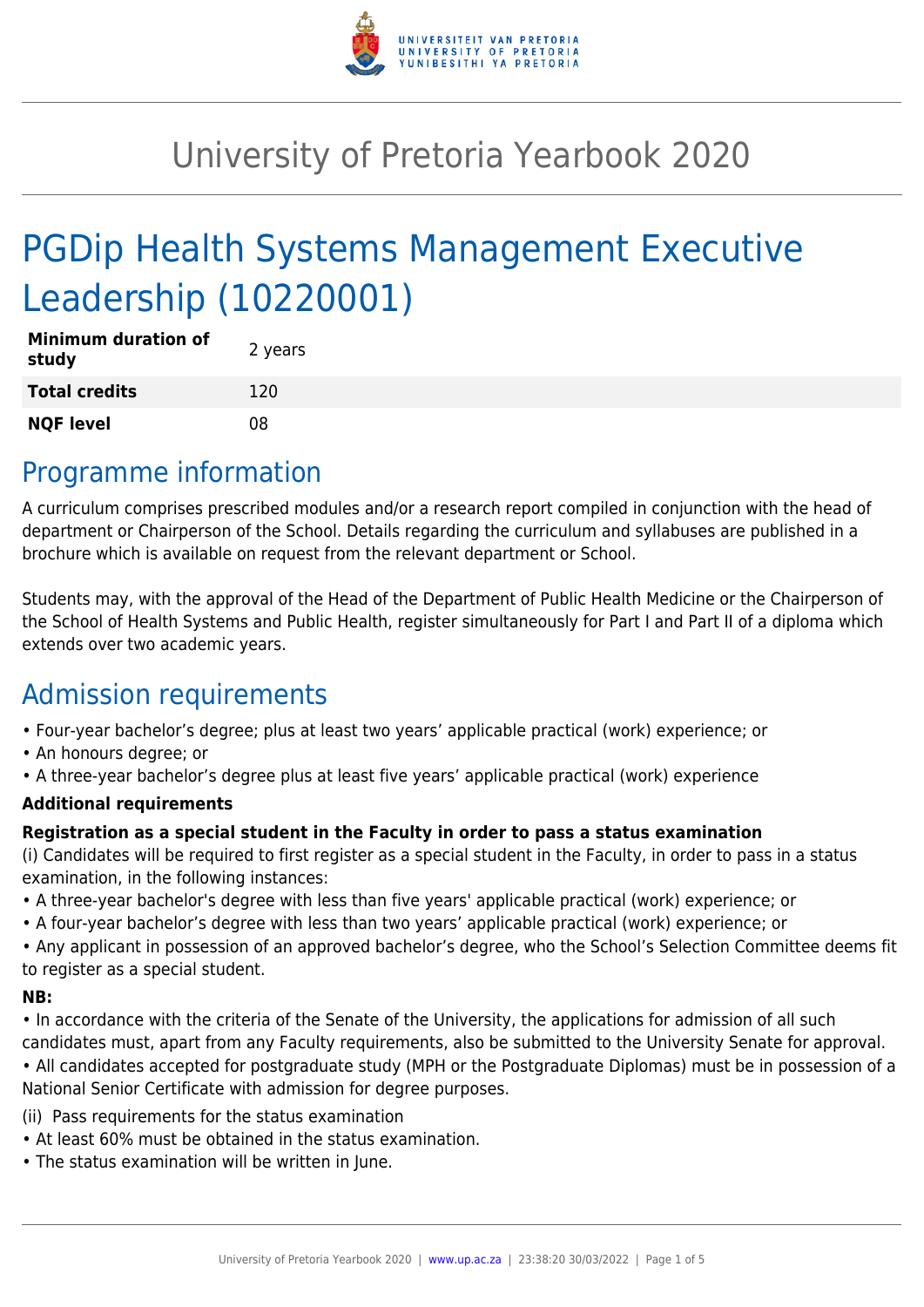# University of Pretoria Yearbook 2020

# PGDip Health Systems Management Executive Leadership (10220001)

| | |
|---|---|
| **Minimum duration of study** | 2 years |
| **Total credits** | 120 |
| **NQF level** | 08 |

## Programme information

A curriculum comprises prescribed modules and/or a research report compiled in conjunction with the head of department or Chairperson of the School. Details regarding the curriculum and syllabuses are published in a brochure which is available on request from the relevant department or School.

Students may, with the approval of the Head of the Department of Public Health Medicine or the Chairperson of the School of Health Systems and Public Health, register simultaneously for Part I and Part II of a diploma which extends over two academic years.

## Admission requirements

- Four-year bachelor's degree; plus at least two years' applicable practical (work) experience; or
- An honours degree; or
- A three-year bachelor's degree plus at least five years' applicable practical (work) experience

**Additional requirements**

**Registration as a special student in the Faculty in order to pass a status examination**

(i) Candidates will be required to first register as a special student in the Faculty, in order to pass in a status examination, in the following instances:

- A three-year bachelor's degree with less than five years' applicable practical (work) experience; or
- A four-year bachelor's degree with less than two years' applicable practical (work) experience; or
- Any applicant in possession of an approved bachelor's degree, who the School's Selection Committee deems fit to register as a special student.

**NB:**

- In accordance with the criteria of the Senate of the University, the applications for admission of all such candidates must, apart from any Faculty requirements, also be submitted to the University Senate for approval.
- All candidates accepted for postgraduate study (MPH or the Postgraduate Diplomas) must be in possession of a National Senior Certificate with admission for degree purposes.

(ii) Pass requirements for the status examination

- At least 60% must be obtained in the status examination.
- The status examination will be written in June.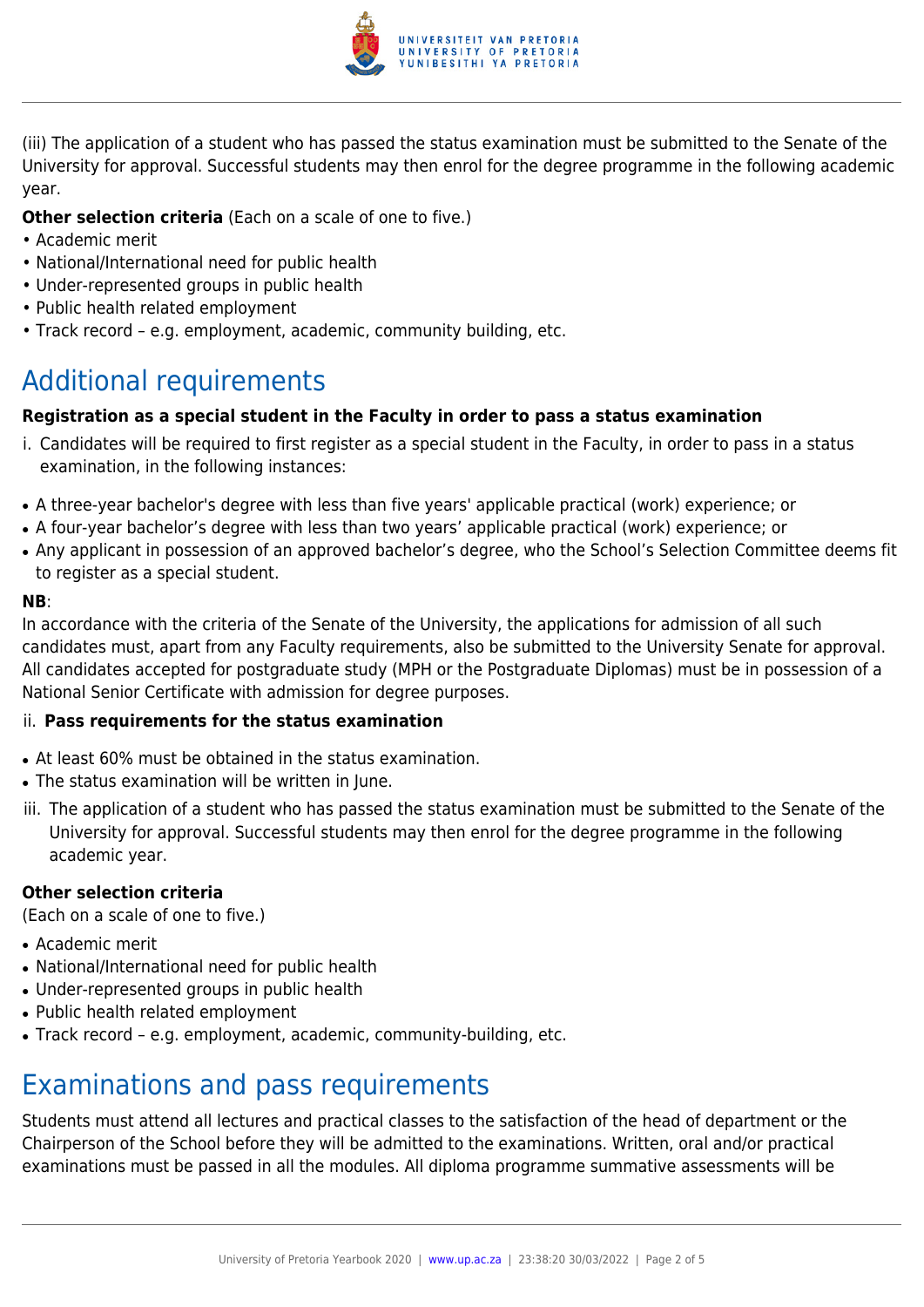(iii) The application of a student who has passed the status examination must be submitted to the Senate of the University for approval. Successful students may then enrol for the degree programme in the following academic year.

**Other selection criteria** (Each on a scale of one to five.)
• Academic merit
• National/International need for public health
• Under-represented groups in public health
• Public health related employment
• Track record – e.g. employment, academic, community building, etc.

## Additional requirements

**Registration as a special student in the Faculty in order to pass a status examination**

i. Candidates will be required to first register as a special student in the Faculty, in order to pass in a status examination, in the following instances:

- A three-year bachelor's degree with less than five years' applicable practical (work) experience; or
- A four-year bachelor's degree with less than two years' applicable practical (work) experience; or
- Any applicant in possession of an approved bachelor's degree, who the School's Selection Committee deems fit to register as a special student.

**NB**:
In accordance with the criteria of the Senate of the University, the applications for admission of all such candidates must, apart from any Faculty requirements, also be submitted to the University Senate for approval. All candidates accepted for postgraduate study (MPH or the Postgraduate Diplomas) must be in possession of a National Senior Certificate with admission for degree purposes.

ii. **Pass requirements for the status examination**

- At least 60% must be obtained in the status examination.
- The status examination will be written in June.

iii. The application of a student who has passed the status examination must be submitted to the Senate of the University for approval. Successful students may then enrol for the degree programme in the following academic year.

**Other selection criteria**
(Each on a scale of one to five.)

- Academic merit
- National/International need for public health
- Under-represented groups in public health
- Public health related employment
- Track record – e.g. employment, academic, community-building, etc.

## Examinations and pass requirements

Students must attend all lectures and practical classes to the satisfaction of the head of department or the Chairperson of the School before they will be admitted to the examinations. Written, oral and/or practical examinations must be passed in all the modules. All diploma programme summative assessments will be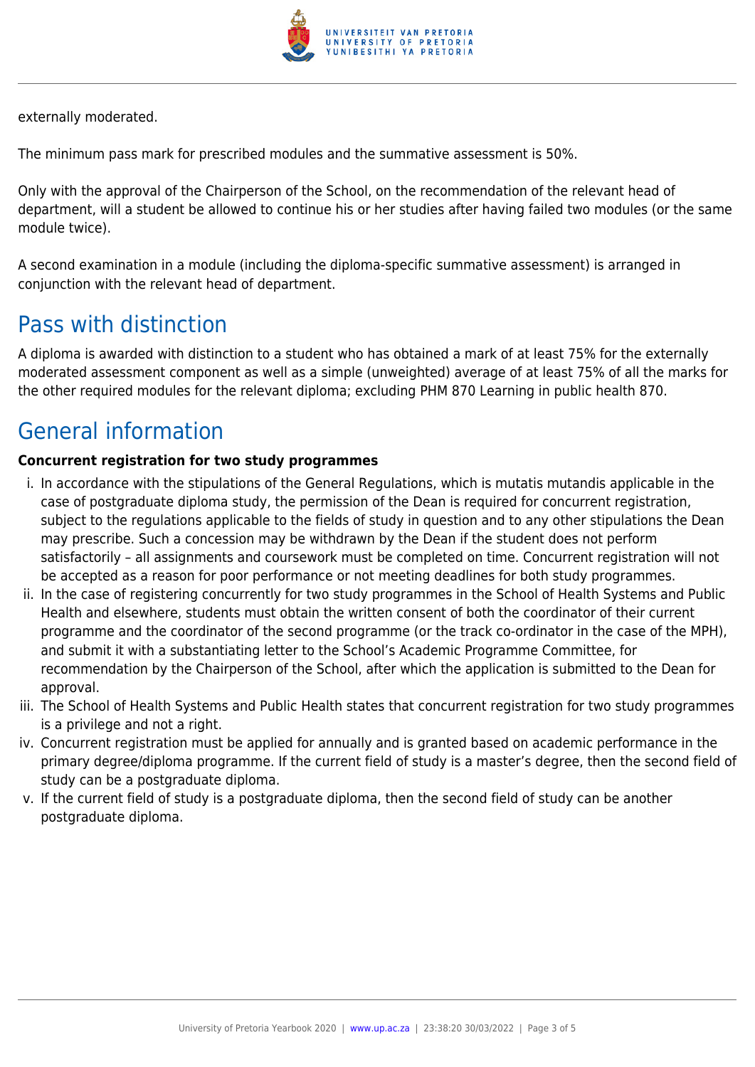externally moderated.

The minimum pass mark for prescribed modules and the summative assessment is 50%.

Only with the approval of the Chairperson of the School, on the recommendation of the relevant head of department, will a student be allowed to continue his or her studies after having failed two modules (or the same module twice).

A second examination in a module (including the diploma-specific summative assessment) is arranged in conjunction with the relevant head of department.

## Pass with distinction

A diploma is awarded with distinction to a student who has obtained a mark of at least 75% for the externally moderated assessment component as well as a simple (unweighted) average of at least 75% of all the marks for the other required modules for the relevant diploma; excluding PHM 870 Learning in public health 870.

## General information

**Concurrent registration for two study programmes**

i. In accordance with the stipulations of the General Regulations, which is mutatis mutandis applicable in the case of postgraduate diploma study, the permission of the Dean is required for concurrent registration, subject to the regulations applicable to the fields of study in question and to any other stipulations the Dean may prescribe. Such a concession may be withdrawn by the Dean if the student does not perform satisfactorily – all assignments and coursework must be completed on time. Concurrent registration will not be accepted as a reason for poor performance or not meeting deadlines for both study programmes.
ii. In the case of registering concurrently for two study programmes in the School of Health Systems and Public Health and elsewhere, students must obtain the written consent of both the coordinator of their current programme and the coordinator of the second programme (or the track co-ordinator in the case of the MPH), and submit it with a substantiating letter to the School's Academic Programme Committee, for recommendation by the Chairperson of the School, after which the application is submitted to the Dean for approval.
iii. The School of Health Systems and Public Health states that concurrent registration for two study programmes is a privilege and not a right.
iv. Concurrent registration must be applied for annually and is granted based on academic performance in the primary degree/diploma programme. If the current field of study is a master's degree, then the second field of study can be a postgraduate diploma.
v. If the current field of study is a postgraduate diploma, then the second field of study can be another postgraduate diploma.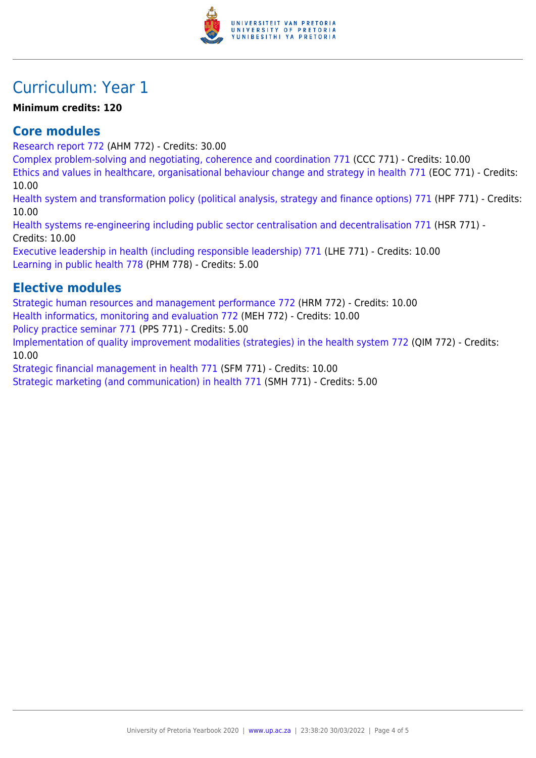# Curriculum: Year 1

**Minimum credits: 120**

## Core modules

Research report 772 (AHM 772) - Credits: 30.00
Complex problem-solving and negotiating, coherence and coordination 771 (CCC 771) - Credits: 10.00
Ethics and values in healthcare, organisational behaviour change and strategy in health 771 (EOC 771) - Credits: 10.00
Health system and transformation policy (political analysis, strategy and finance options) 771 (HPF 771) - Credits: 10.00
Health systems re-engineering including public sector centralisation and decentralisation 771 (HSR 771) - Credits: 10.00
Executive leadership in health (including responsible leadership) 771 (LHE 771) - Credits: 10.00
Learning in public health 778 (PHM 778) - Credits: 5.00

## Elective modules

Strategic human resources and management performance 772 (HRM 772) - Credits: 10.00
Health informatics, monitoring and evaluation 772 (MEH 772) - Credits: 10.00
Policy practice seminar 771 (PPS 771) - Credits: 5.00
Implementation of quality improvement modalities (strategies) in the health system 772 (QIM 772) - Credits: 10.00
Strategic financial management in health 771 (SFM 771) - Credits: 10.00
Strategic marketing (and communication) in health 771 (SMH 771) - Credits: 5.00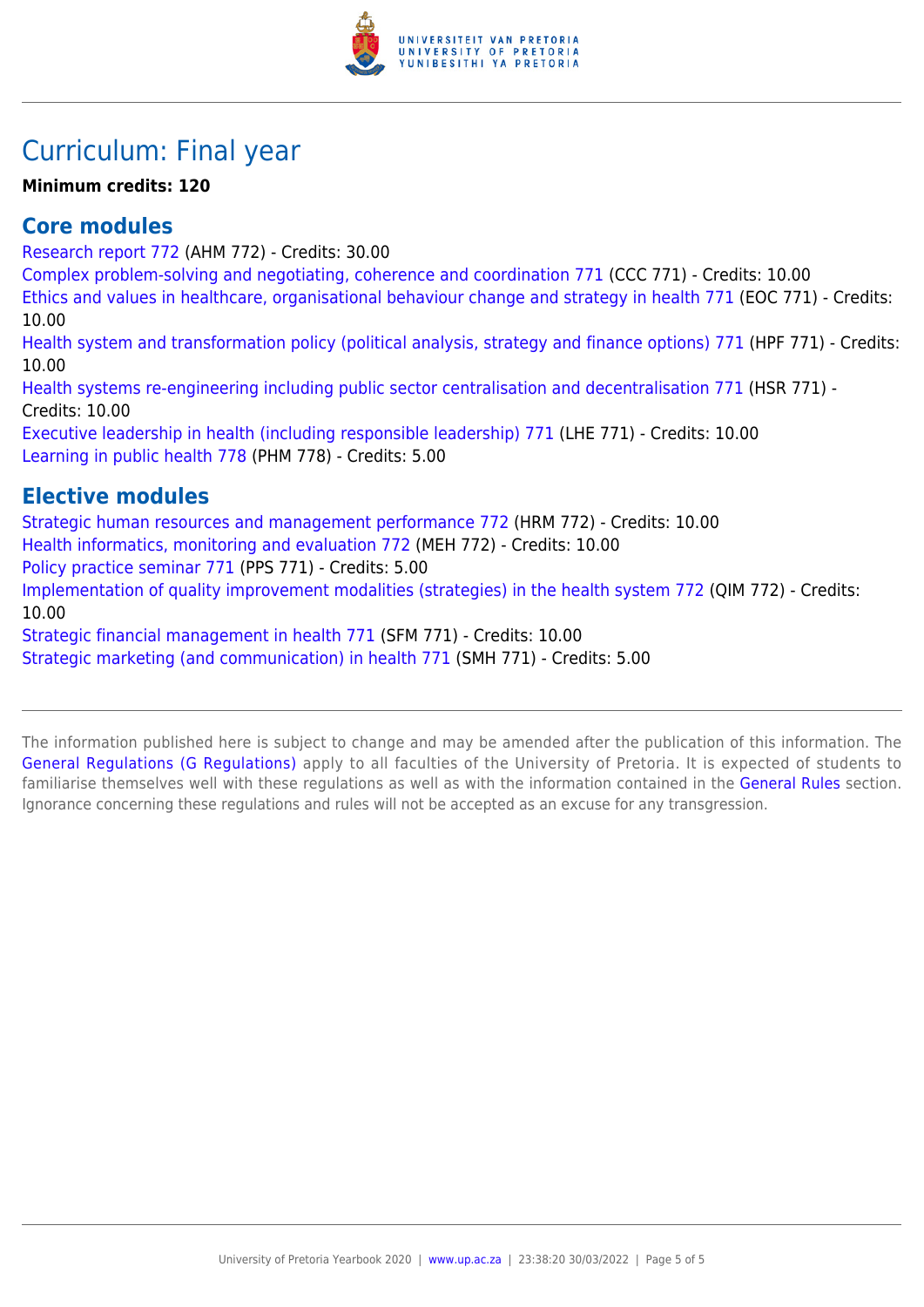## Curriculum: Final year

**Minimum credits: 120**

### Core modules

Research report 772 (AHM 772) - Credits: 30.00
Complex problem-solving and negotiating, coherence and coordination 771 (CCC 771) - Credits: 10.00
Ethics and values in healthcare, organisational behaviour change and strategy in health 771 (EOC 771) - Credits: 10.00
Health system and transformation policy (political analysis, strategy and finance options) 771 (HPF 771) - Credits: 10.00
Health systems re-engineering including public sector centralisation and decentralisation 771 (HSR 771) - Credits: 10.00
Executive leadership in health (including responsible leadership) 771 (LHE 771) - Credits: 10.00
Learning in public health 778 (PHM 778) - Credits: 5.00

### Elective modules

Strategic human resources and management performance 772 (HRM 772) - Credits: 10.00
Health informatics, monitoring and evaluation 772 (MEH 772) - Credits: 10.00
Policy practice seminar 771 (PPS 771) - Credits: 5.00
Implementation of quality improvement modalities (strategies) in the health system 772 (QIM 772) - Credits: 10.00
Strategic financial management in health 771 (SFM 771) - Credits: 10.00
Strategic marketing (and communication) in health 771 (SMH 771) - Credits: 5.00

The information published here is subject to change and may be amended after the publication of this information. The General Regulations (G Regulations) apply to all faculties of the University of Pretoria. It is expected of students to familiarise themselves well with these regulations as well as with the information contained in the General Rules section. Ignorance concerning these regulations and rules will not be accepted as an excuse for any transgression.